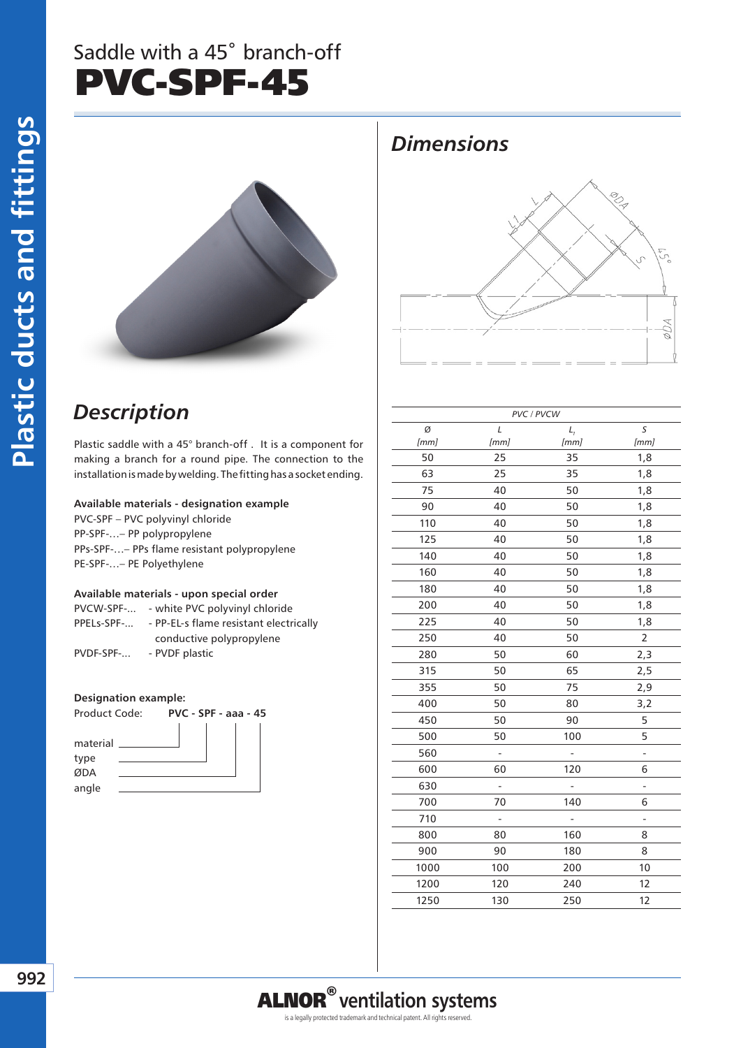# Saddle with a 45˚ branch-off
# PVC-SPF-45

## Description

Plastic saddle with a 45° branch-off . It is a component for making a branch for a round pipe. The connection to the installation is made by welding. The fitting has a socket ending.

**Available materials - designation example**

PVC-SPF – PVC polyvinyl chloride
PP-SPF-…– PP polypropylene
PPs-SPF-…– PPs flame resistant polypropylene
PE-SPF-…– PE Polyethylene

**Available materials - upon special order**

PVCW-SPF-... - white PVC polyvinyl chloride
PPELs-SPF-... - PP-EL-s flame resistant electrically conductive polypropylene
PVDF-SPF-... - PVDF plastic

**Designation example:**

Product Code: **PVC - SPF - aaa - 45**

material
type
ØDA
angle

## Dimensions

| PVC / PVCW | | | |
|---|---|---|---|
| Ø [mm] | L [mm] | $L_1$ [mm] | S [mm] |
| 50 | 25 | 35 | 1,8 |
| 63 | 25 | 35 | 1,8 |
| 75 | 40 | 50 | 1,8 |
| 90 | 40 | 50 | 1,8 |
| 110 | 40 | 50 | 1,8 |
| 125 | 40 | 50 | 1,8 |
| 140 | 40 | 50 | 1,8 |
| 160 | 40 | 50 | 1,8 |
| 180 | 40 | 50 | 1,8 |
| 200 | 40 | 50 | 1,8 |
| 225 | 40 | 50 | 1,8 |
| 250 | 40 | 50 | 2 |
| 280 | 50 | 60 | 2,3 |
| 315 | 50 | 65 | 2,5 |
| 355 | 50 | 75 | 2,9 |
| 400 | 50 | 80 | 3,2 |
| 450 | 50 | 90 | 5 |
| 500 | 50 | 100 | 5 |
| 560 | - | - | - |
| 600 | 60 | 120 | 6 |
| 630 | - | - | - |
| 700 | 70 | 140 | 6 |
| 710 | - | - | - |
| 800 | 80 | 160 | 8 |
| 900 | 90 | 180 | 8 |
| 1000 | 100 | 200 | 10 |
| 1200 | 120 | 240 | 12 |
| 1250 | 130 | 250 | 12 |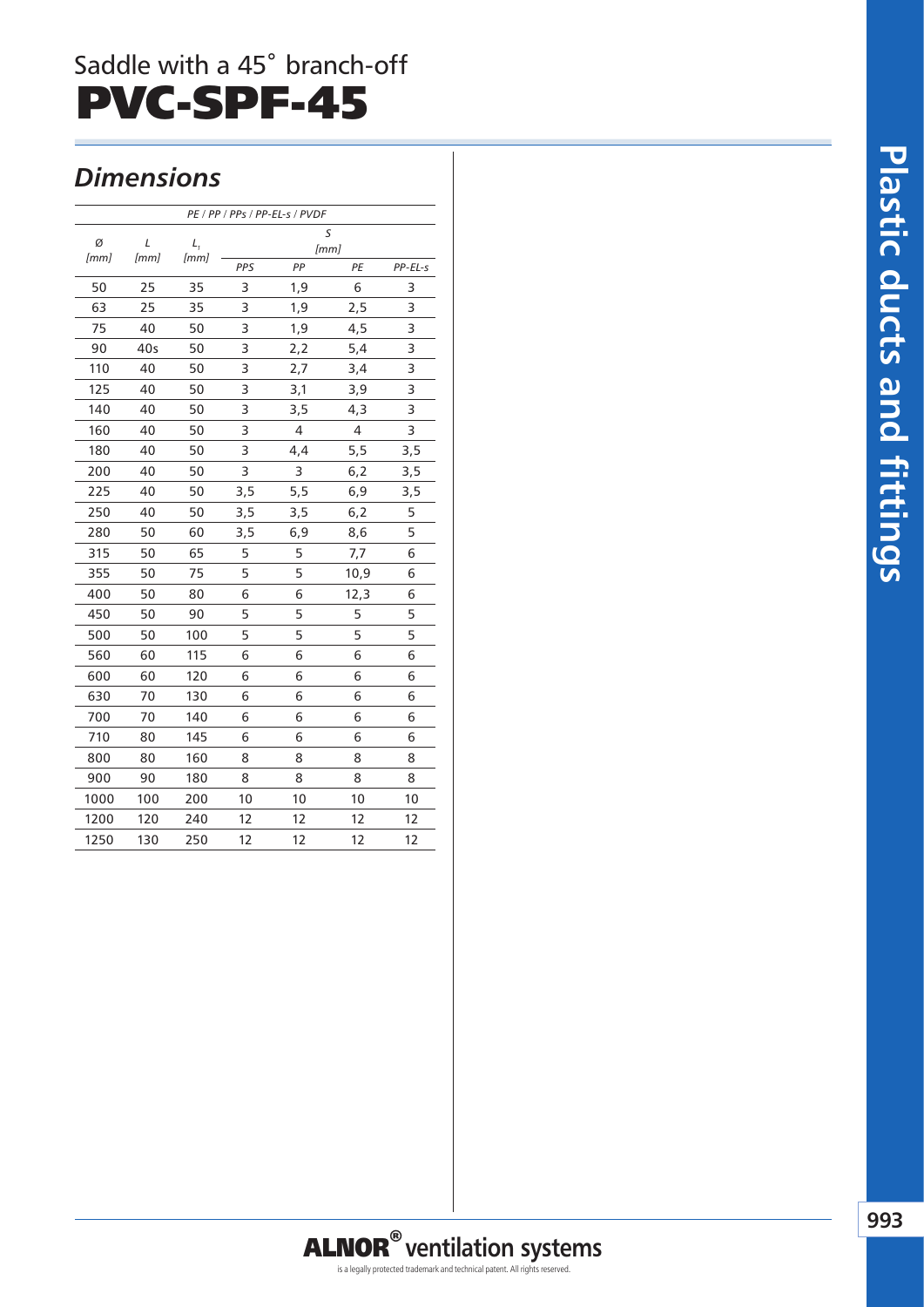# Saddle with a 45˚ branch-off

# PVC-SPF-45

## Dimensions

| PE / PP / PPs / PP-EL-s / PVDF | | | | | | |
|---|---|---|---|---|---|---|
| Ø [mm] | L [mm] | $L_1$ [mm] | S [mm] | | | |
| | | | PPS | PP | PE | PP-EL-s |
| 50 | 25 | 35 | 3 | 1,9 | 6 | 3 |
| 63 | 25 | 35 | 3 | 1,9 | 2,5 | 3 |
| 75 | 40 | 50 | 3 | 1,9 | 4,5 | 3 |
| 90 | 40s | 50 | 3 | 2,2 | 5,4 | 3 |
| 110 | 40 | 50 | 3 | 2,7 | 3,4 | 3 |
| 125 | 40 | 50 | 3 | 3,1 | 3,9 | 3 |
| 140 | 40 | 50 | 3 | 3,5 | 4,3 | 3 |
| 160 | 40 | 50 | 3 | 4 | 4 | 3 |
| 180 | 40 | 50 | 3 | 4,4 | 5,5 | 3,5 |
| 200 | 40 | 50 | 3 | 3 | 6,2 | 3,5 |
| 225 | 40 | 50 | 3,5 | 5,5 | 6,9 | 3,5 |
| 250 | 40 | 50 | 3,5 | 3,5 | 6,2 | 5 |
| 280 | 50 | 60 | 3,5 | 6,9 | 8,6 | 5 |
| 315 | 50 | 65 | 5 | 5 | 7,7 | 6 |
| 355 | 50 | 75 | 5 | 5 | 10,9 | 6 |
| 400 | 50 | 80 | 6 | 6 | 12,3 | 6 |
| 450 | 50 | 90 | 5 | 5 | 5 | 5 |
| 500 | 50 | 100 | 5 | 5 | 5 | 5 |
| 560 | 60 | 115 | 6 | 6 | 6 | 6 |
| 600 | 60 | 120 | 6 | 6 | 6 | 6 |
| 630 | 70 | 130 | 6 | 6 | 6 | 6 |
| 700 | 70 | 140 | 6 | 6 | 6 | 6 |
| 710 | 80 | 145 | 6 | 6 | 6 | 6 |
| 800 | 80 | 160 | 8 | 8 | 8 | 8 |
| 900 | 90 | 180 | 8 | 8 | 8 | 8 |
| 1000 | 100 | 200 | 10 | 10 | 10 | 10 |
| 1200 | 120 | 240 | 12 | 12 | 12 | 12 |
| 1250 | 130 | 250 | 12 | 12 | 12 | 12 |

Plastic ducts and fittings

ALNOR® ventilation systems

is a legally protected trademark and technical patent. All rights reserved.